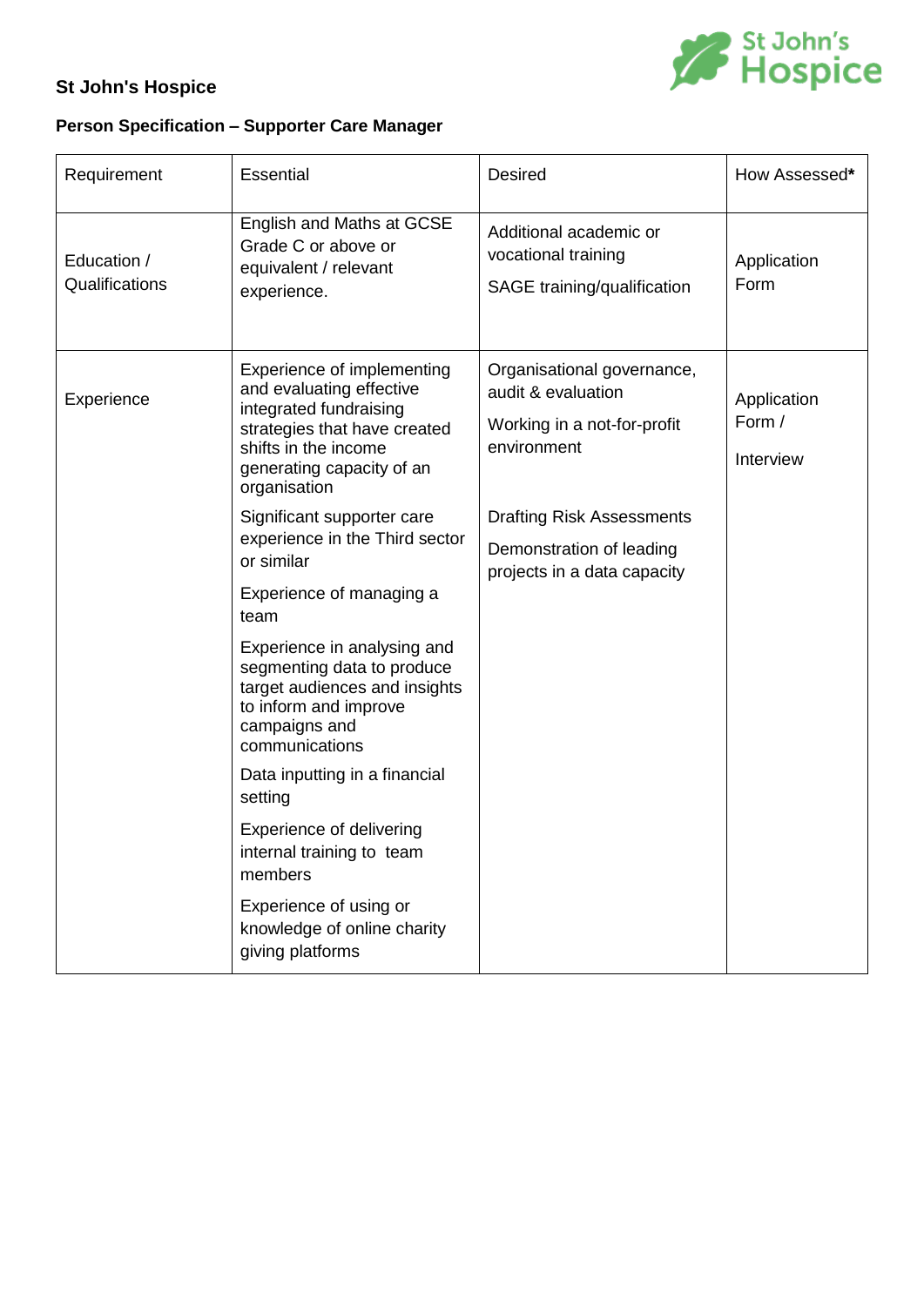**St John's Hospice**

**Person Specification – Supporter Care Manager**

| Requirement | Essential | Desired | How Assessed* |
|---|---|---|---|
| Education / Qualifications | English and Maths at GCSE Grade C or above or equivalent / relevant experience. | Additional academic or vocational training<br><br>SAGE training/qualification | Application Form |
| Experience | Experience of implementing and evaluating effective integrated fundraising strategies that have created shifts in the income generating capacity of an organisation<br><br>Significant supporter care experience in the Third sector or similar<br><br>Experience of managing a team<br><br>Experience in analysing and segmenting data to produce target audiences and insights to inform and improve campaigns and communications<br><br>Data inputting in a financial setting<br><br>Experience of delivering internal training to team members<br><br>Experience of using or knowledge of online charity giving platforms | Organisational governance, audit & evaluation<br><br>Working in a not-for-profit environment<br><br>Drafting Risk Assessments<br><br>Demonstration of leading projects in a data capacity | Application Form /<br><br>Interview |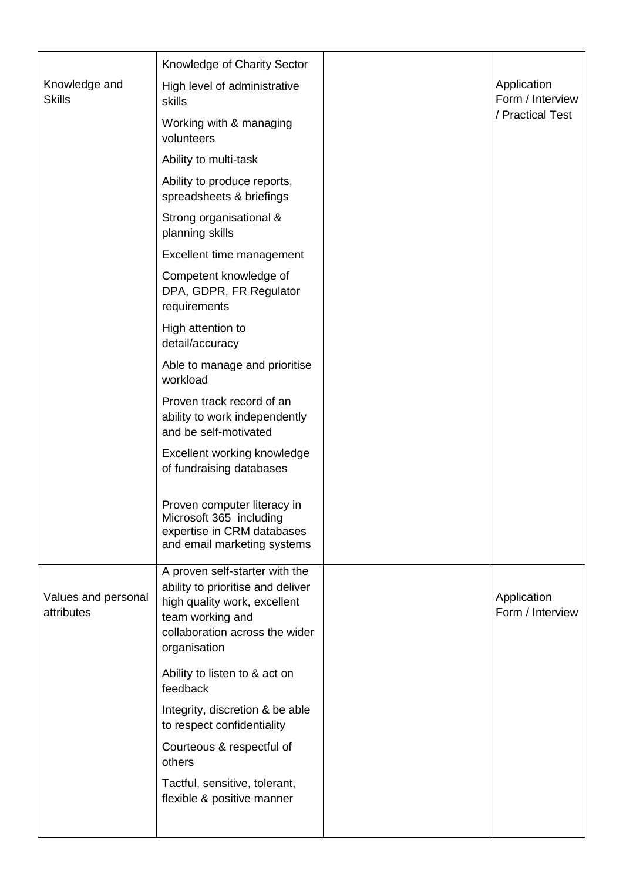| | | | |
|---|---|---|---|
| Knowledge and Skills | Knowledge of Charity Sector<br>High level of administrative skills<br>Working with & managing volunteers<br>Ability to multi-task<br>Ability to produce reports, spreadsheets & briefings<br>Strong organisational & planning skills<br>Excellent time management<br>Competent knowledge of DPA, GDPR, FR Regulator requirements<br>High attention to detail/accuracy<br>Able to manage and prioritise workload<br>Proven track record of an ability to work independently and be self-motivated<br>Excellent working knowledge of fundraising databases<br>Proven computer literacy in Microsoft 365 including expertise in CRM databases and email marketing systems | | Application Form / Interview / Practical Test |
| Values and personal attributes | A proven self-starter with the ability to prioritise and deliver high quality work, excellent team working and collaboration across the wider organisation<br>Ability to listen to & act on feedback<br>Integrity, discretion & be able to respect confidentiality<br>Courteous & respectful of others<br>Tactful, sensitive, tolerant, flexible & positive manner | | Application Form / Interview |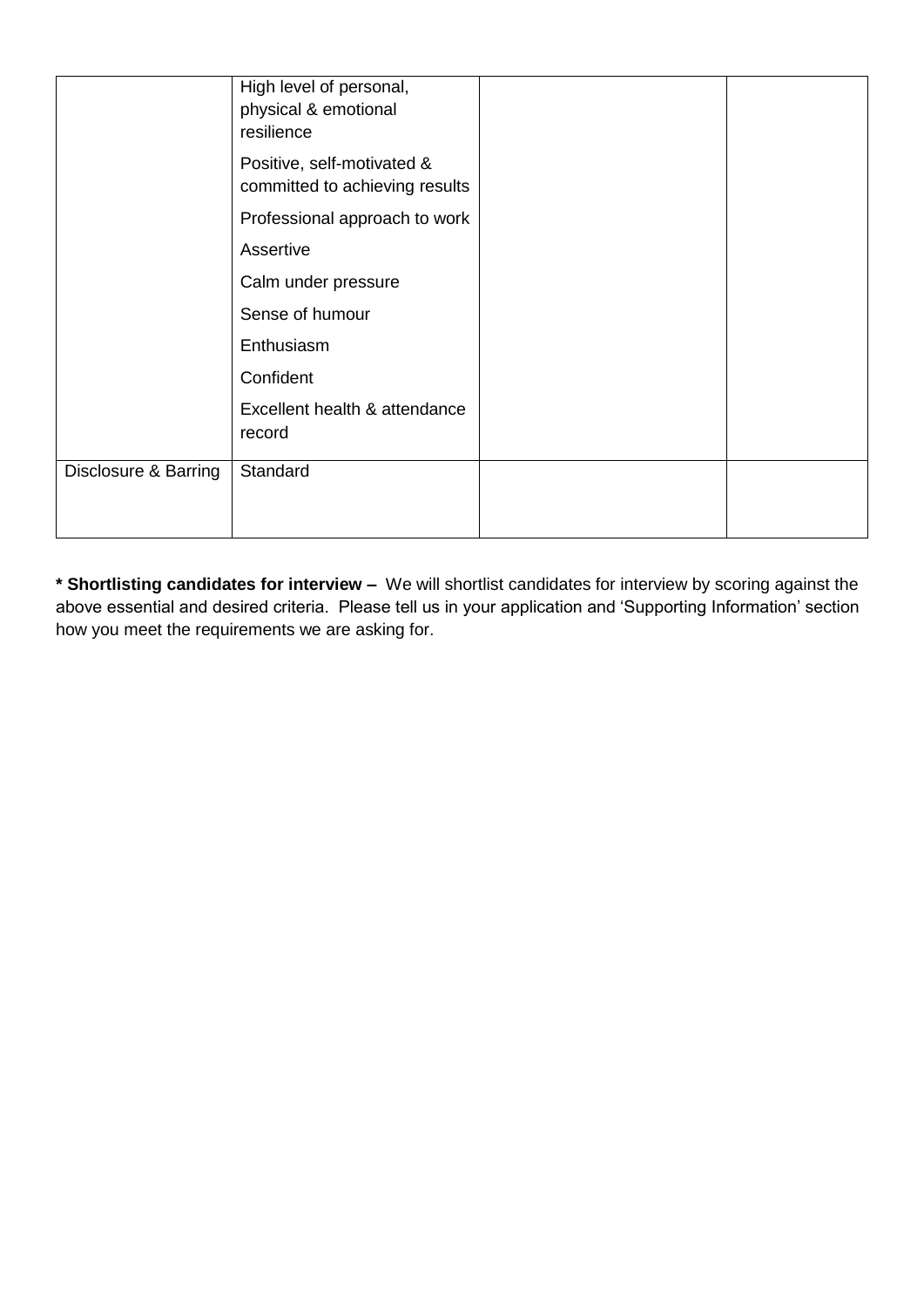| | | | |
|---|---|---|---|
| | High level of personal, physical & emotional resilience<br>Positive, self-motivated & committed to achieving results<br>Professional approach to work<br>Assertive<br>Calm under pressure<br>Sense of humour<br>Enthusiasm<br>Confident<br>Excellent health & attendance record | | |
| Disclosure & Barring | Standard | | |

**\* Shortlisting candidates for interview –** We will shortlist candidates for interview by scoring against the above essential and desired criteria. Please tell us in your application and 'Supporting Information' section how you meet the requirements we are asking for.